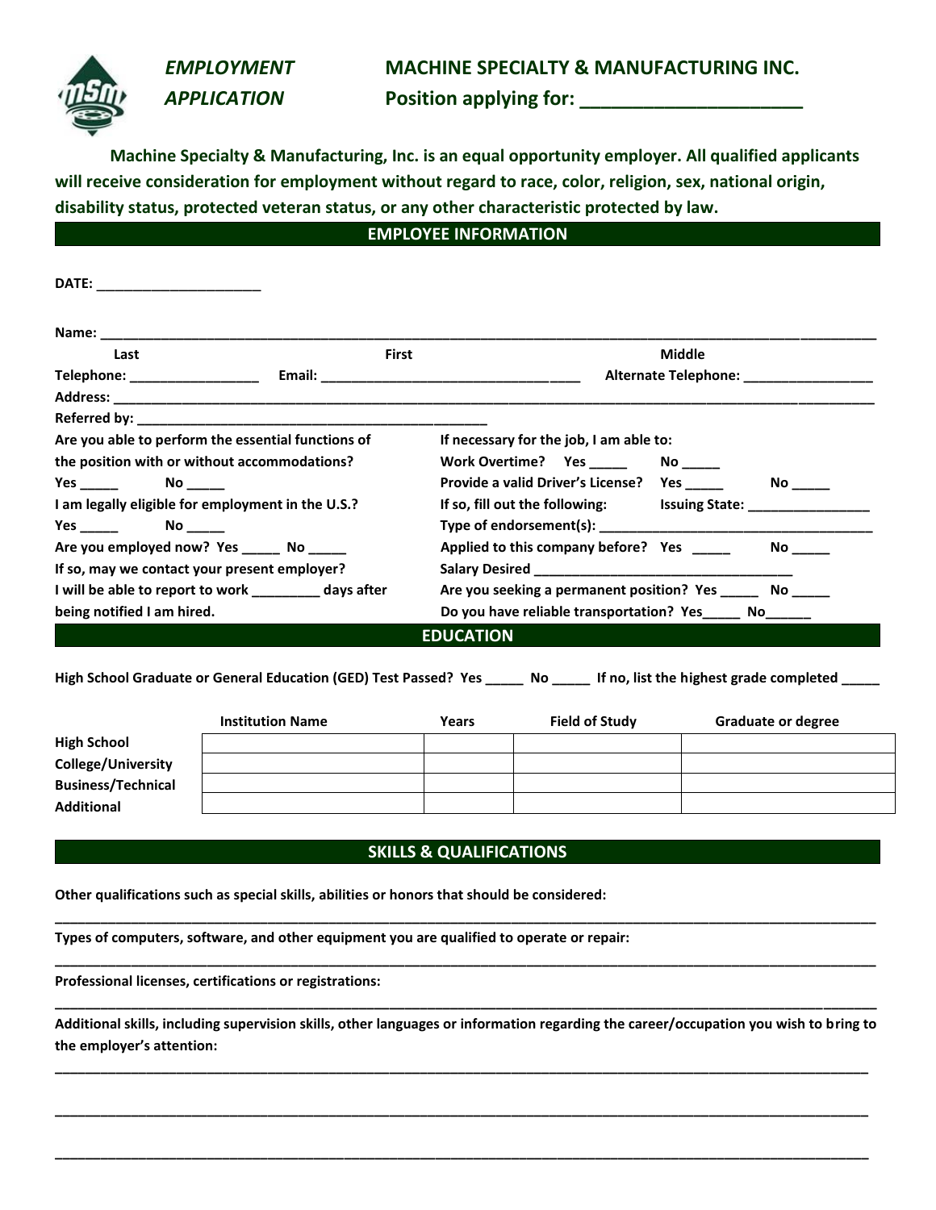# EMPLOYMENT APPLICATION

## MACHINE SPECIALTY & MANUFACTURING INC.

**Position applying for: ______________________**

**Machine Specialty & Manufacturing, Inc. is an equal opportunity employer. All qualified applicants will receive consideration for employment without regard to race, color, religion, sex, national origin, disability status, protected veteran status, or any other characteristic protected by law.**

## EMPLOYEE INFORMATION

**DATE:** ______________________

**Name:** ____________________________________________________________________________

Last                    First                    Middle

**Telephone:** _________________ **Email:** __________________________________ **Alternate Telephone:** _________________

**Address:** ____________________________________________________________________________

**Referred by:** ________________________________________________

**Are you able to perform the essential functions of the position with or without accommodations?**
**Yes _____ No _____**

**I am legally eligible for employment in the U.S.?**
**Yes _____ No _____**

**Are you employed now? Yes _____ No _____**

**If so, may we contact your present employer?**

**I will be able to report to work _________ days after being notified I am hired.**

**If necessary for the job, I am able to:**

**Work Overtime? Yes _____ No _____**

**Provide a valid Driver's License? Yes _____ No _____**

**If so, fill out the following: Issuing State:** ________________

**Type of endorsement(s):** ______________________________________

**Applied to this company before? Yes _____ No _____**

**Salary Desired** __________________________________

**Are you seeking a permanent position? Yes _____ No _____**

**Do you have reliable transportation? Yes_____ No______**

## EDUCATION

**High School Graduate or General Education (GED) Test Passed? Yes _____ No _____ If no, list the highest grade completed _____**

| | Institution Name | Years | Field of Study | Graduate or degree |
|---|---|---|---|---|
| **High School** | | | | |
| **College/University** | | | | |
| **Business/Technical** | | | | |
| **Additional** | | | | |

## SKILLS & QUALIFICATIONS

**Other qualifications such as special skills, abilities or honors that should be considered:**

____________________________________________________________________________

**Types of computers, software, and other equipment you are qualified to operate or repair:**

____________________________________________________________________________

**Professional licenses, certifications or registrations:**

____________________________________________________________________________

**Additional skills, including supervision skills, other languages or information regarding the career/occupation you wish to bring to the employer's attention:**

____________________________________________________________________________

____________________________________________________________________________

____________________________________________________________________________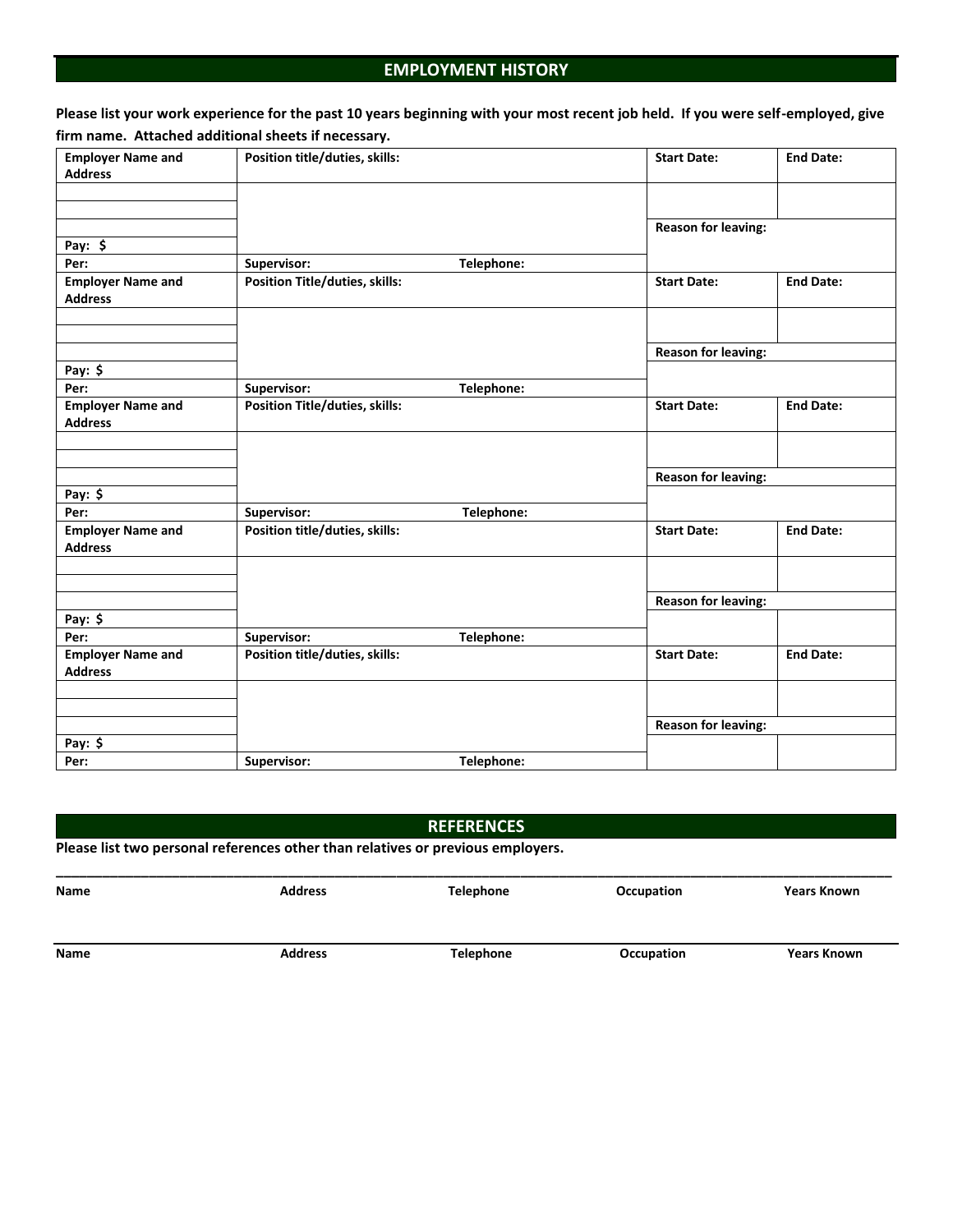## EMPLOYMENT HISTORY

**Please list your work experience for the past 10 years beginning with your most recent job held. If you were self-employed, give firm name. Attached additional sheets if necessary.**

| **Employer Name and Address** | **Position title/duties, skills:** | | **Start Date:** | **End Date:** |
|---|---|---|---|---|
| | | | | |
| | | | **Reason for leaving:** | |
| **Pay: $** | | | | |
| **Per:** | **Supervisor:** | **Telephone:** | | |
| **Employer Name and Address** | **Position Title/duties, skills:** | | **Start Date:** | **End Date:** |
| | | | | |
| | | | **Reason for leaving:** | |
| **Pay: $** | | | | |
| **Per:** | **Supervisor:** | **Telephone:** | | |
| **Employer Name and Address** | **Position Title/duties, skills:** | | **Start Date:** | **End Date:** |
| | | | | |
| | | | **Reason for leaving:** | |
| **Pay: $** | | | | |
| **Per:** | **Supervisor:** | **Telephone:** | | |
| **Employer Name and Address** | **Position title/duties, skills:** | | **Start Date:** | **End Date:** |
| | | | | |
| | | | **Reason for leaving:** | |
| **Pay: $** | | | | |
| **Per:** | **Supervisor:** | **Telephone:** | | |
| **Employer Name and Address** | **Position title/duties, skills:** | | **Start Date:** | **End Date:** |
| | | | | |
| | | | **Reason for leaving:** | |
| **Pay: $** | | | | |
| **Per:** | **Supervisor:** | **Telephone:** | | |

## REFERENCES

**Please list two personal references other than relatives or previous employers.**

| **Name** | **Address** | **Telephone** | **Occupation** | **Years Known** |
|---|---|---|---|---|
| | | | | |
| **Name** | **Address** | **Telephone** | **Occupation** | **Years Known** |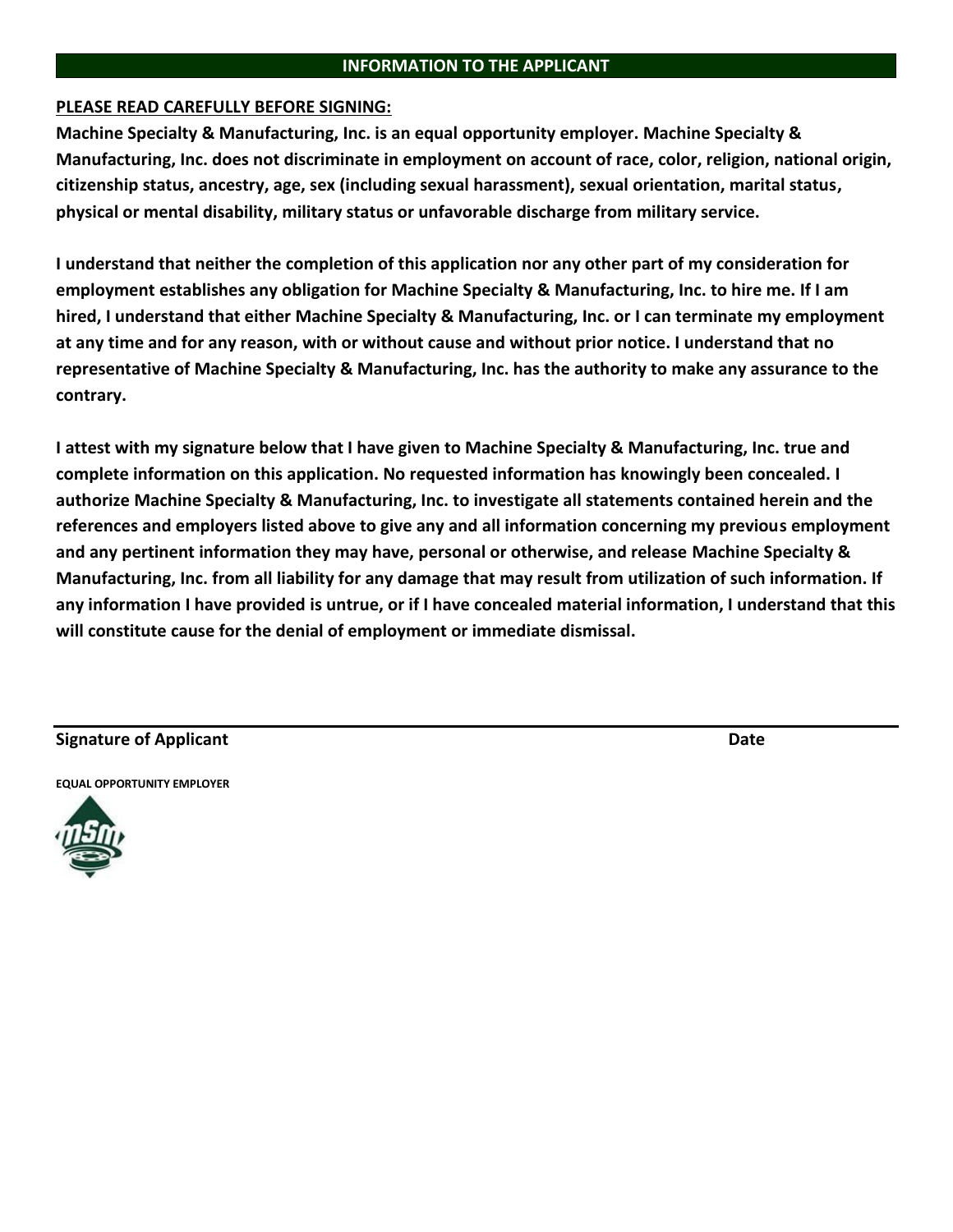## INFORMATION TO THE APPLICANT

**PLEASE READ CAREFULLY BEFORE SIGNING:**

**Machine Specialty & Manufacturing, Inc. is an equal opportunity employer. Machine Specialty & Manufacturing, Inc. does not discriminate in employment on account of race, color, religion, national origin, citizenship status, ancestry, age, sex (including sexual harassment), sexual orientation, marital status, physical or mental disability, military status or unfavorable discharge from military service.**

**I understand that neither the completion of this application nor any other part of my consideration for employment establishes any obligation for Machine Specialty & Manufacturing, Inc. to hire me. If I am hired, I understand that either Machine Specialty & Manufacturing, Inc. or I can terminate my employment at any time and for any reason, with or without cause and without prior notice. I understand that no representative of Machine Specialty & Manufacturing, Inc. has the authority to make any assurance to the contrary.**

**I attest with my signature below that I have given to Machine Specialty & Manufacturing, Inc. true and complete information on this application. No requested information has knowingly been concealed. I authorize Machine Specialty & Manufacturing, Inc. to investigate all statements contained herein and the references and employers listed above to give any and all information concerning my previous employment and any pertinent information they may have, personal or otherwise, and release Machine Specialty & Manufacturing, Inc. from all liability for any damage that may result from utilization of such information. If any information I have provided is untrue, or if I have concealed material information, I understand that this will constitute cause for the denial of employment or immediate dismissal.**

**Signature of Applicant** **Date**

**EQUAL OPPORTUNITY EMPLOYER**